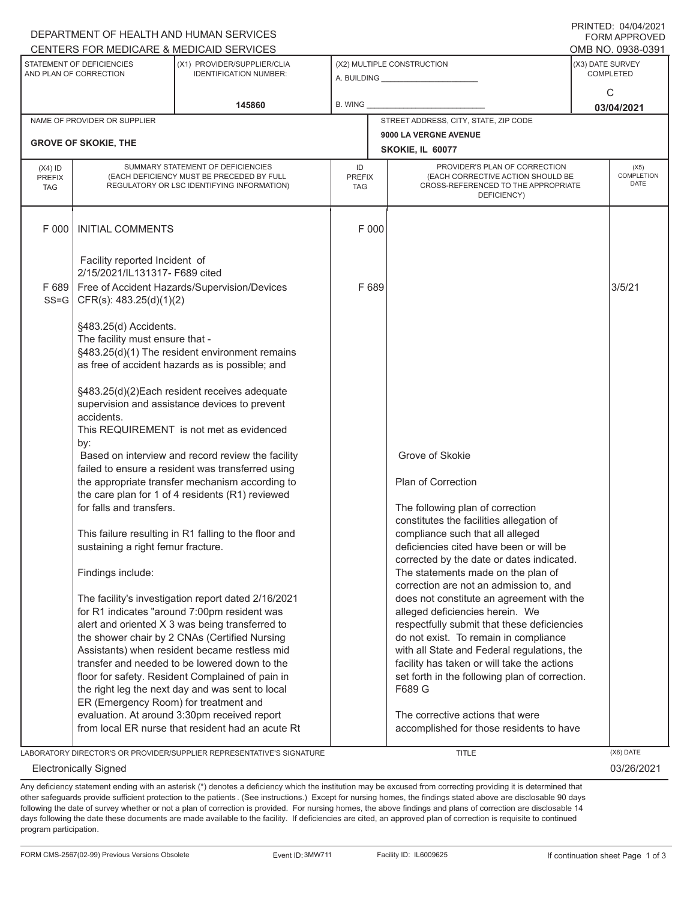DEPARTMENT OF HEALTH AND HUMAN SERVICES
CENTERS FOR MEDICARE & MEDICAID SERVICES

PRINTED: 04/04/2021
FORM APPROVED
OMB NO. 0938-0391

| STATEMENT OF DEFICIENCIES AND PLAN OF CORRECTION | (X1) PROVIDER/SUPPLIER/CLIA IDENTIFICATION NUMBER: | (X2) MULTIPLE CONSTRUCTION | (X3) DATE SURVEY COMPLETED |
|---|---|---|---|
| | 145860 | A. BUILDING ______ B. WING ______ | C 03/04/2021 |

| NAME OF PROVIDER OR SUPPLIER | STREET ADDRESS, CITY, STATE, ZIP CODE |
|---|---|
| GROVE OF SKOKIE, THE | 9000 LA VERGNE AVENUE SKOKIE, IL 60077 |

| (X4) ID PREFIX TAG | SUMMARY STATEMENT OF DEFICIENCIES (EACH DEFICIENCY MUST BE PRECEDED BY FULL REGULATORY OR LSC IDENTIFYING INFORMATION) | ID PREFIX TAG | PROVIDER'S PLAN OF CORRECTION (EACH CORRECTIVE ACTION SHOULD BE CROSS-REFERENCED TO THE APPROPRIATE DEFICIENCY) | (X5) COMPLETION DATE |
|---|---|---|---|---|
| F 000 | INITIAL COMMENTS<br><br>Facility reported Incident of 2/15/2021/IL131317- F689 cited | F 000 | | |
| F 689 SS=G | Free of Accident Hazards/Supervision/Devices CFR(s): 483.25(d)(1)(2)<br><br>§483.25(d) Accidents.<br>The facility must ensure that -<br>§483.25(d)(1) The resident environment remains as free of accident hazards as is possible; and<br><br>§483.25(d)(2)Each resident receives adequate supervision and assistance devices to prevent accidents.<br>This REQUIREMENT is not met as evidenced by:<br>Based on interview and record review the facility failed to ensure a resident was transferred using the appropriate transfer mechanism according to the care plan for 1 of 4 residents (R1) reviewed for falls and transfers.<br><br>This failure resulting in R1 falling to the floor and sustaining a right femur fracture.<br><br>Findings include:<br><br>The facility's investigation report dated 2/16/2021 for R1 indicates "around 7:00pm resident was alert and oriented X 3 was being transferred to the shower chair by 2 CNAs (Certified Nursing Assistants) when resident became restless mid transfer and needed to be lowered down to the floor for safety. Resident Complained of pain in the right leg the next day and was sent to local ER (Emergency Room) for treatment and evaluation. At around 3:30pm received report from local ER nurse that resident had an acute Rt | F 689 | Grove of Skokie<br><br>Plan of Correction<br><br>The following plan of correction constitutes the facilities allegation of compliance such that all alleged deficiencies cited have been or will be corrected by the date or dates indicated. The statements made on the plan of correction are not an admission to, and does not constitute an agreement with the alleged deficiencies herein. We respectfully submit that these deficiencies do not exist. To remain in compliance with all State and Federal regulations, the facility has taken or will take the actions set forth in the following plan of correction.<br>F689 G<br><br>The corrective actions that were accomplished for those residents to have | 3/5/21 |

LABORATORY DIRECTOR'S OR PROVIDER/SUPPLIER REPRESENTATIVE'S SIGNATURE: Electronically Signed — TITLE — (X6) DATE: 03/26/2021

Any deficiency statement ending with an asterisk (*) denotes a deficiency which the institution may be excused from correcting providing it is determined that other safeguards provide sufficient protection to the patients . (See instructions.) Except for nursing homes, the findings stated above are disclosable 90 days following the date of survey whether or not a plan of correction is provided. For nursing homes, the above findings and plans of correction are disclosable 14 days following the date these documents are made available to the facility. If deficiencies are cited, an approved plan of correction is requisite to continued program participation.

FORM CMS-2567(02-99) Previous Versions Obsolete — Event ID: 3MW711 — Facility ID: IL6009625 — If continuation sheet Page 1 of 3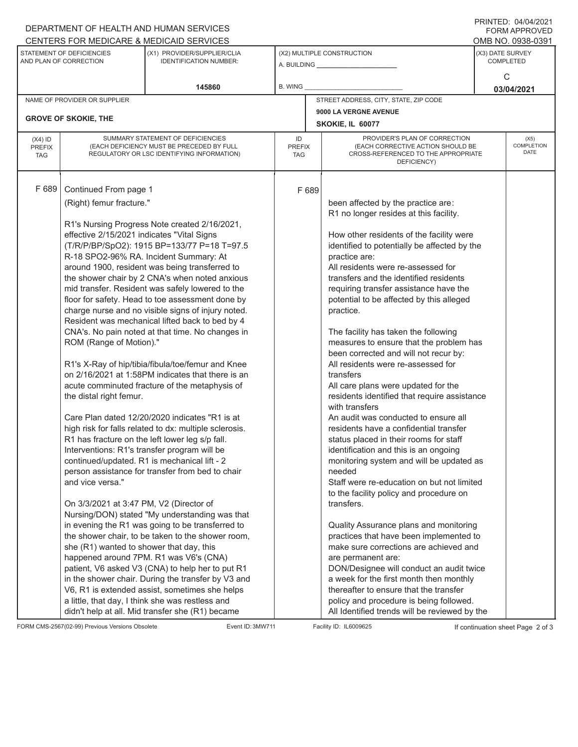DEPARTMENT OF HEALTH AND HUMAN SERVICES
CENTERS FOR MEDICARE & MEDICAID SERVICES

PRINTED: 04/04/2021
FORM APPROVED
OMB NO. 0938-0391

| STATEMENT OF DEFICIENCIES AND PLAN OF CORRECTION | (X1) PROVIDER/SUPPLIER/CLIA IDENTIFICATION NUMBER: | (X2) MULTIPLE CONSTRUCTION | (X3) DATE SURVEY COMPLETED |
|---|---|---|---|
| | 145860 | A. BUILDING ______ B. WING ______ | C 03/04/2021 |

| NAME OF PROVIDER OR SUPPLIER | STREET ADDRESS, CITY, STATE, ZIP CODE |
|---|---|
| GROVE OF SKOKIE, THE | 9000 LA VERGNE AVENUE SKOKIE, IL 60077 |

| (X4) ID PREFIX TAG | SUMMARY STATEMENT OF DEFICIENCIES (EACH DEFICIENCY MUST BE PRECEDED BY FULL REGULATORY OR LSC IDENTIFYING INFORMATION) | ID PREFIX TAG | PROVIDER'S PLAN OF CORRECTION (EACH CORRECTIVE ACTION SHOULD BE CROSS-REFERENCED TO THE APPROPRIATE DEFICIENCY) | (X5) COMPLETION DATE |
|---|---|---|---|---|
| F 689 | Continued From page 1<br>(Right) femur fracture."<br><br>R1's Nursing Progress Note created 2/16/2021, effective 2/15/2021 indicates "Vital Signs (T/R/P/BP/SpO2): 1915 BP=133/77 P=18 T=97.5 R-18 SPO2-96% RA. Incident Summary: At around 1900, resident was being transferred to the shower chair by 2 CNA's when noted anxious mid transfer. Resident was safely lowered to the floor for safety. Head to toe assessment done by charge nurse and no visible signs of injury noted. Resident was mechanical lifted back to bed by 4 CNA's. No pain noted at that time. No changes in ROM (Range of Motion)."<br><br>R1's X-Ray of hip/tibia/fibula/toe/femur and Knee on 2/16/2021 at 1:58PM indicates that there is an acute comminuted fracture of the metaphysis of the distal right femur.<br><br>Care Plan dated 12/20/2020 indicates "R1 is at high risk for falls related to dx: multiple sclerosis. R1 has fracture on the left lower leg s/p fall. Interventions: R1's transfer program will be continued/updated. R1 is mechanical lift - 2 person assistance for transfer from bed to chair and vice versa."<br><br>On 3/3/2021 at 3:47 PM, V2 (Director of Nursing/DON) stated "My understanding was that in evening the R1 was going to be transferred to the shower chair, to be taken to the shower room, she (R1) wanted to shower that day, this happened around 7PM. R1 was V6's (CNA) patient, V6 asked V3 (CNA) to help her to put R1 in the shower chair. During the transfer by V3 and V6, R1 is extended assist, sometimes she helps a little, that day, I think she was restless and didn't help at all. Mid transfer she (R1) became | F 689 | been affected by the practice are:<br>R1 no longer resides at this facility.<br><br>How other residents of the facility were identified to potentially be affected by the practice are:<br>All residents were re-assessed for transfers and the identified residents requiring transfer assistance have the potential to be affected by this alleged practice.<br><br>The facility has taken the following measures to ensure that the problem has been corrected and will not recur by:<br>All residents were re-assessed for transfers<br>All care plans were updated for the residents identified that require assistance with transfers<br>An audit was conducted to ensure all residents have a confidential transfer status placed in their rooms for staff identification and this is an ongoing monitoring system and will be updated as needed<br>Staff were re-education on but not limited to the facility policy and procedure on transfers.<br><br>Quality Assurance plans and monitoring practices that have been implemented to make sure corrections are achieved and are permanent are:<br>DON/Designee will conduct an audit twice a week for the first month then monthly thereafter to ensure that the transfer policy and procedure is being followed.<br>All Identified trends will be reviewed by the | |

FORM CMS-2567(02-99) Previous Versions Obsolete Event ID: 3MW711 Facility ID: IL6009625 If continuation sheet Page 2 of 3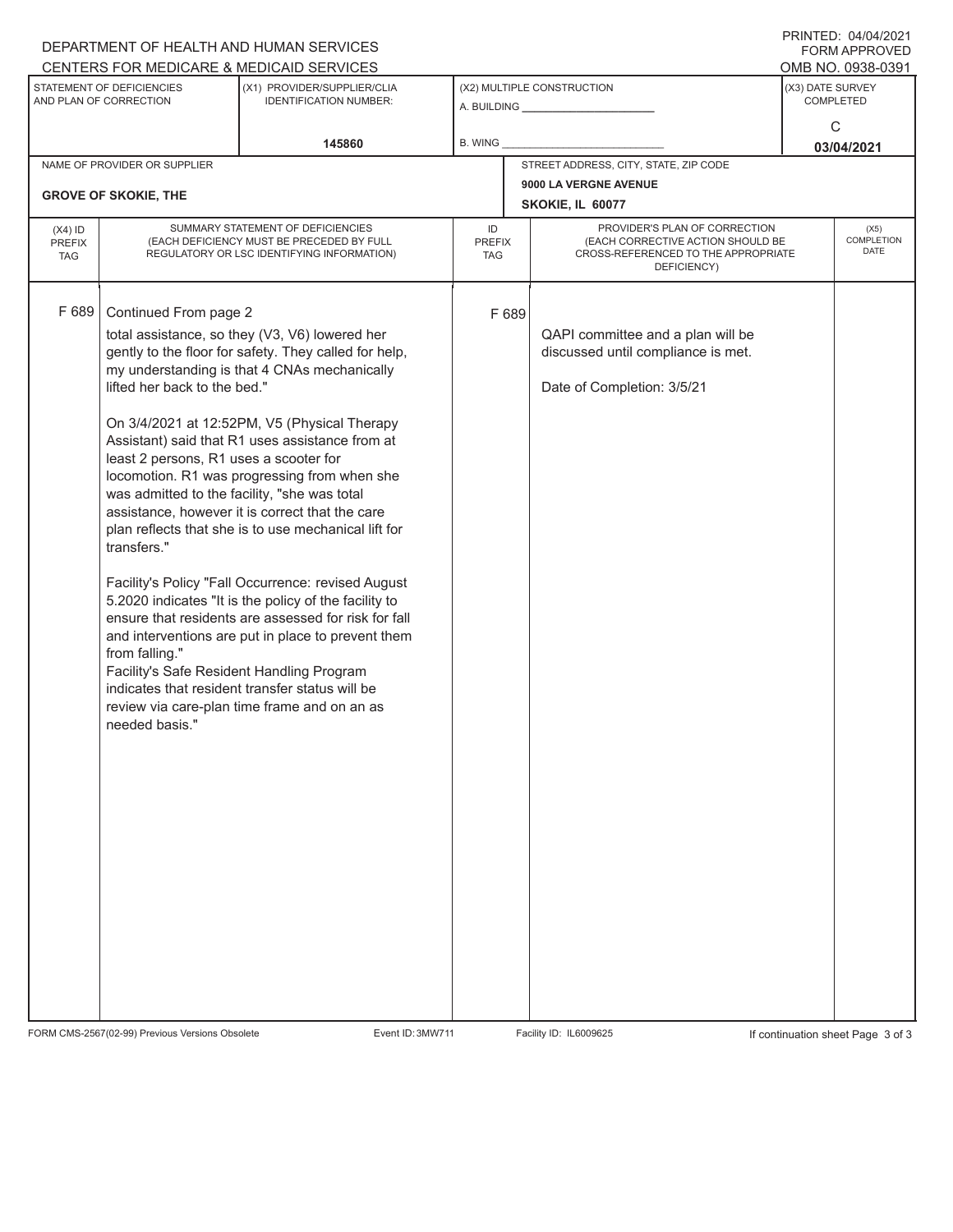DEPARTMENT OF HEALTH AND HUMAN SERVICES
CENTERS FOR MEDICARE & MEDICAID SERVICES

PRINTED: 04/04/2021
FORM APPROVED
OMB NO. 0938-0391

| STATEMENT OF DEFICIENCIES AND PLAN OF CORRECTION | (X1) PROVIDER/SUPPLIER/CLIA IDENTIFICATION NUMBER: | (X2) MULTIPLE CONSTRUCTION | (X3) DATE SURVEY COMPLETED |
|---|---|---|---|
| | 145860 | A. BUILDING ______ B. WING ______ | C 03/04/2021 |

| NAME OF PROVIDER OR SUPPLIER | STREET ADDRESS, CITY, STATE, ZIP CODE |
|---|---|
| GROVE OF SKOKIE, THE | 9000 LA VERGNE AVENUE SKOKIE, IL 60077 |

| (X4) ID PREFIX TAG | SUMMARY STATEMENT OF DEFICIENCIES (EACH DEFICIENCY MUST BE PRECEDED BY FULL REGULATORY OR LSC IDENTIFYING INFORMATION) | ID PREFIX TAG | PROVIDER'S PLAN OF CORRECTION (EACH CORRECTIVE ACTION SHOULD BE CROSS-REFERENCED TO THE APPROPRIATE DEFICIENCY) | (X5) COMPLETION DATE |
|---|---|---|---|---|
| F 689 | Continued From page 2<br>total assistance, so they (V3, V6) lowered her gently to the floor for safety. They called for help, my understanding is that 4 CNAs mechanically lifted her back to the bed."<br><br>On 3/4/2021 at 12:52PM, V5 (Physical Therapy Assistant) said that R1 uses assistance from at least 2 persons, R1 uses a scooter for locomotion. R1 was progressing from when she was admitted to the facility, "she was total assistance, however it is correct that the care plan reflects that she is to use mechanical lift for transfers."<br><br>Facility's Policy "Fall Occurrence: revised August 5.2020 indicates "It is the policy of the facility to ensure that residents are assessed for risk for fall and interventions are put in place to prevent them from falling."<br>Facility's Safe Resident Handling Program indicates that resident transfer status will be review via care-plan time frame and on an as needed basis." | F 689 | QAPI committee and a plan will be discussed until compliance is met.<br><br>Date of Completion: 3/5/21 | |

FORM CMS-2567(02-99) Previous Versions Obsolete Event ID: 3MW711 Facility ID: IL6009625 If continuation sheet Page 3 of 3